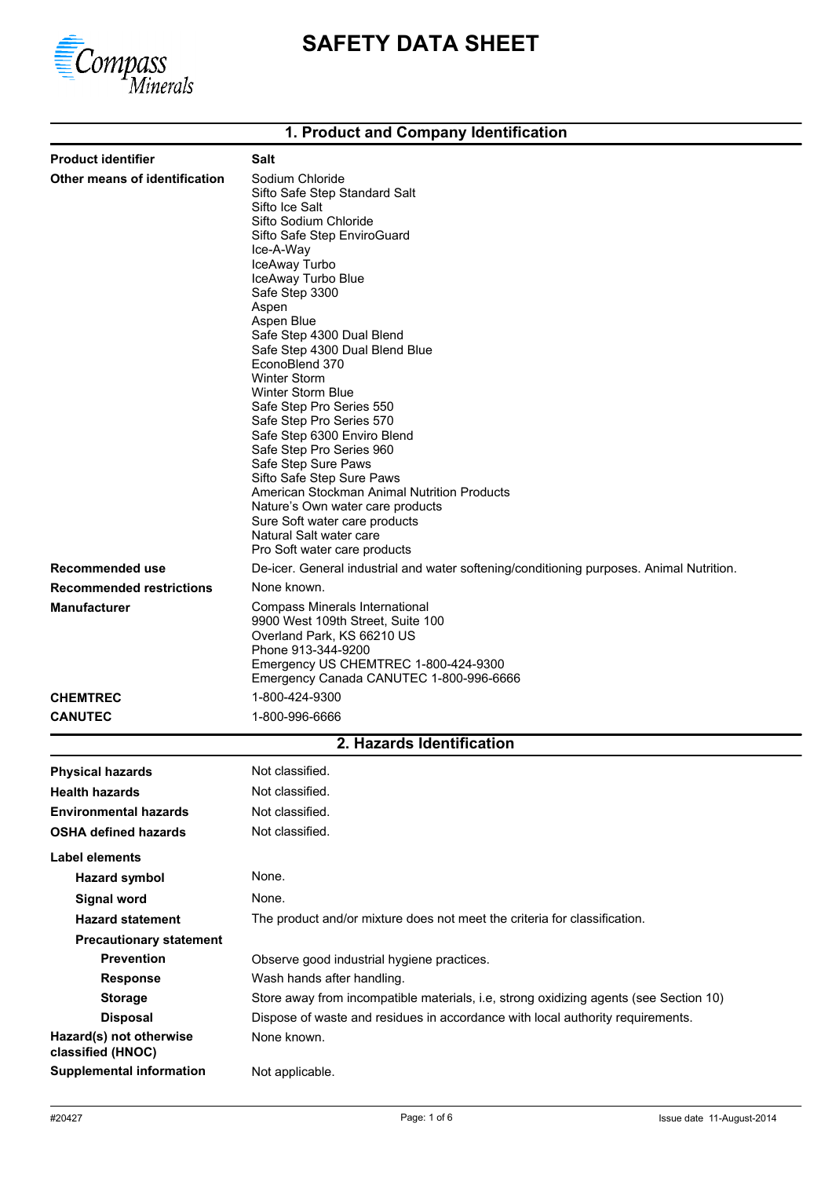Compass Minerals

# SAFETY DATA SHEET

## 1. Product and Company Identification

**Product identifier** Salt

**Other means of identification**
Sodium Chloride
Sifto Safe Step Standard Salt
Sifto Ice Salt
Sifto Sodium Chloride
Sifto Safe Step EnviroGuard
Ice-A-Way
IceAway Turbo
IceAway Turbo Blue
Safe Step 3300
Aspen
Aspen Blue
Safe Step 4300 Dual Blend
Safe Step 4300 Dual Blend Blue
EconoBlend 370
Winter Storm
Winter Storm Blue
Safe Step Pro Series 550
Safe Step Pro Series 570
Safe Step 6300 Enviro Blend
Safe Step Pro Series 960
Safe Step Sure Paws
Sifto Safe Step Sure Paws
American Stockman Animal Nutrition Products
Nature's Own water care products
Sure Soft water care products
Natural Salt water care
Pro Soft water care products

**Recommended use** De-icer. General industrial and water softening/conditioning purposes. Animal Nutrition.

**Recommended restrictions** None known.

**Manufacturer**
Compass Minerals International
9900 West 109th Street, Suite 100
Overland Park, KS 66210 US
Phone 913-344-9200
Emergency US CHEMTREC 1-800-424-9300
Emergency Canada CANUTEC 1-800-996-6666

**CHEMTREC** 1-800-424-9300

**CANUTEC** 1-800-996-6666

## 2. Hazards Identification

**Physical hazards** Not classified.

**Health hazards** Not classified.

**Environmental hazards** Not classified.

**OSHA defined hazards** Not classified.

**Label elements**

**Hazard symbol** None.

**Signal word** None.

**Hazard statement** The product and/or mixture does not meet the criteria for classification.

**Precautionary statement**

**Prevention** Observe good industrial hygiene practices.

**Response** Wash hands after handling.

**Storage** Store away from incompatible materials, i.e, strong oxidizing agents (see Section 10)

**Disposal** Dispose of waste and residues in accordance with local authority requirements.

**Hazard(s) not otherwise classified (HNOC)** None known.

**Supplemental information** Not applicable.

#20427 Issue date 11-August-2014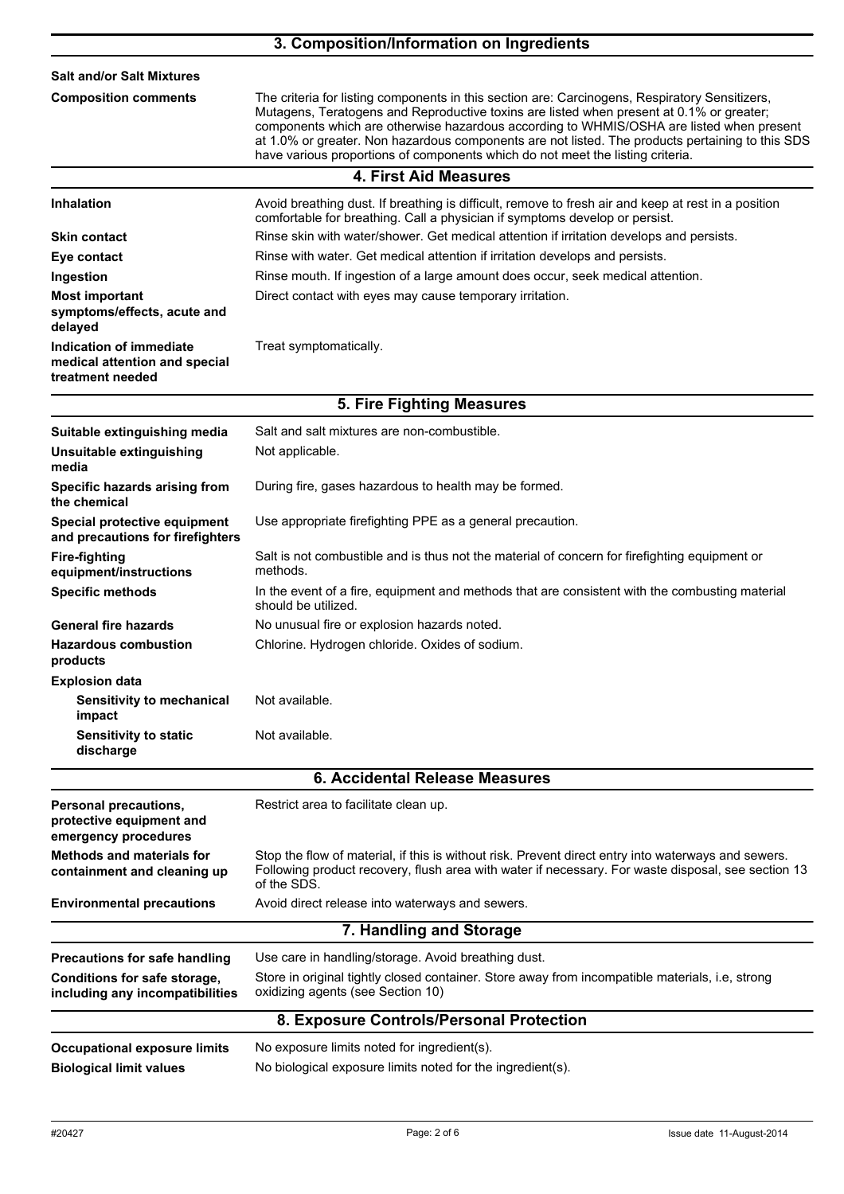## 3. Composition/Information on Ingredients

| | |
|---|---|
| **Salt and/or Salt Mixtures** | |
| **Composition comments** | The criteria for listing components in this section are: Carcinogens, Respiratory Sensitizers, Mutagens, Teratogens and Reproductive toxins are listed when present at 0.1% or greater; components which are otherwise hazardous according to WHMIS/OSHA are listed when present at 1.0% or greater. Non hazardous components are not listed. The products pertaining to this SDS have various proportions of components which do not meet the listing criteria. |

## 4. First Aid Measures

| | |
|---|---|
| **Inhalation** | Avoid breathing dust. If breathing is difficult, remove to fresh air and keep at rest in a position comfortable for breathing. Call a physician if symptoms develop or persist. |
| **Skin contact** | Rinse skin with water/shower. Get medical attention if irritation develops and persists. |
| **Eye contact** | Rinse with water. Get medical attention if irritation develops and persists. |
| **Ingestion** | Rinse mouth. If ingestion of a large amount does occur, seek medical attention. |
| **Most important symptoms/effects, acute and delayed** | Direct contact with eyes may cause temporary irritation. |
| **Indication of immediate medical attention and special treatment needed** | Treat symptomatically. |

## 5. Fire Fighting Measures

| | |
|---|---|
| **Suitable extinguishing media** | Salt and salt mixtures are non-combustible. |
| **Unsuitable extinguishing media** | Not applicable. |
| **Specific hazards arising from the chemical** | During fire, gases hazardous to health may be formed. |
| **Special protective equipment and precautions for firefighters** | Use appropriate firefighting PPE as a general precaution. |
| **Fire-fighting equipment/instructions** | Salt is not combustible and is thus not the material of concern for firefighting equipment or methods. |
| **Specific methods** | In the event of a fire, equipment and methods that are consistent with the combusting material should be utilized. |
| **General fire hazards** | No unusual fire or explosion hazards noted. |
| **Hazardous combustion products** | Chlorine. Hydrogen chloride. Oxides of sodium. |
| **Explosion data** | |
| **Sensitivity to mechanical impact** | Not available. |
| **Sensitivity to static discharge** | Not available. |

## 6. Accidental Release Measures

| | |
|---|---|
| **Personal precautions, protective equipment and emergency procedures** | Restrict area to facilitate clean up. |
| **Methods and materials for containment and cleaning up** | Stop the flow of material, if this is without risk. Prevent direct entry into waterways and sewers. Following product recovery, flush area with water if necessary. For waste disposal, see section 13 of the SDS. |
| **Environmental precautions** | Avoid direct release into waterways and sewers. |

## 7. Handling and Storage

| | |
|---|---|
| **Precautions for safe handling** | Use care in handling/storage. Avoid breathing dust. |
| **Conditions for safe storage, including any incompatibilities** | Store in original tightly closed container. Store away from incompatible materials, i.e, strong oxidizing agents (see Section 10) |

## 8. Exposure Controls/Personal Protection

| | |
|---|---|
| **Occupational exposure limits** | No exposure limits noted for ingredient(s). |
| **Biological limit values** | No biological exposure limits noted for the ingredient(s). |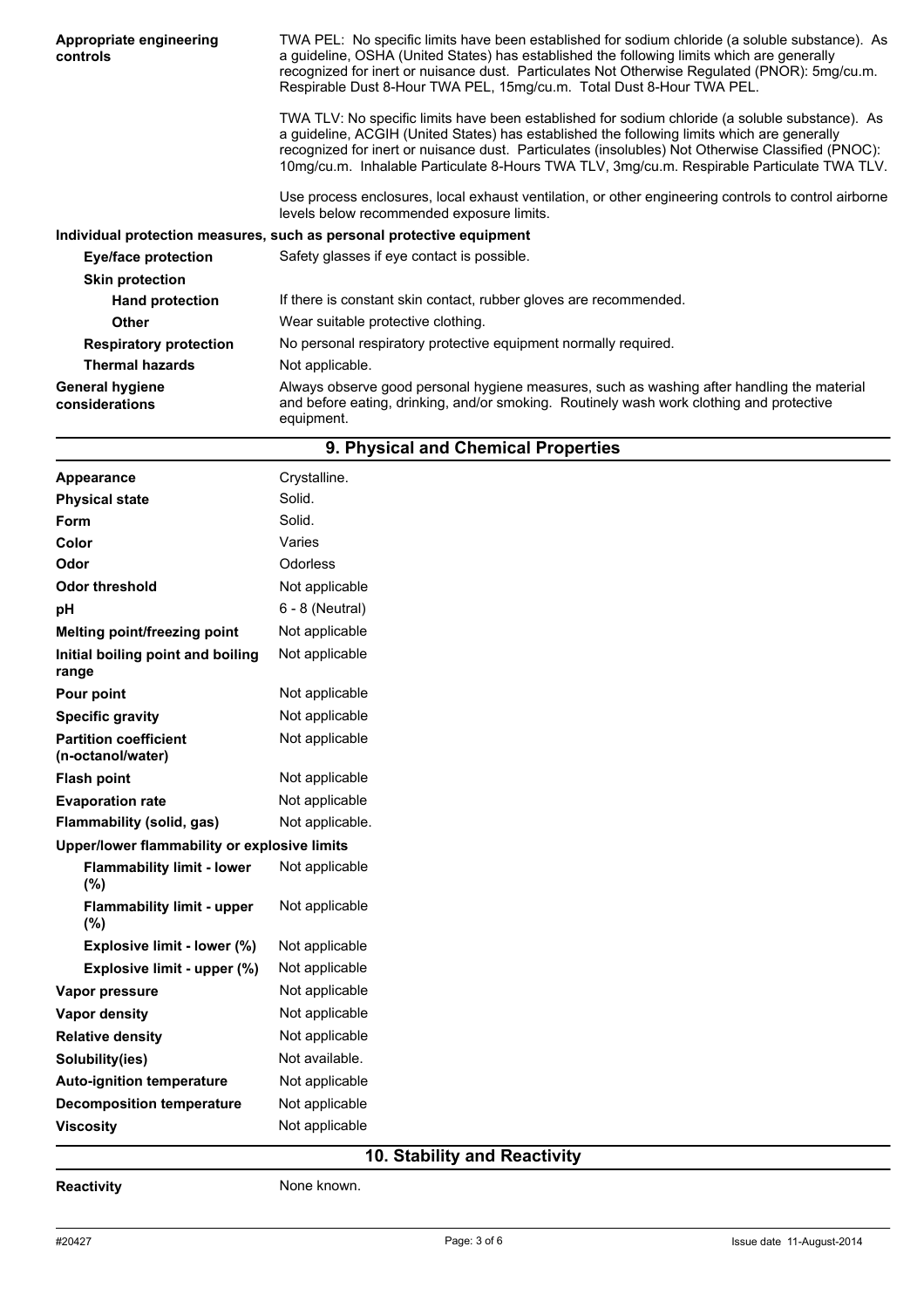| | |
|---|---|
| **Appropriate engineering controls** | TWA PEL: No specific limits have been established for sodium chloride (a soluble substance). As a guideline, OSHA (United States) has established the following limits which are generally recognized for inert or nuisance dust. Particulates Not Otherwise Regulated (PNOR): 5mg/cu.m. Respirable Dust 8-Hour TWA PEL, 15mg/cu.m. Total Dust 8-Hour TWA PEL.<br><br>TWA TLV: No specific limits have been established for sodium chloride (a soluble substance). As a guideline, ACGIH (United States) has established the following limits which are generally recognized for inert or nuisance dust. Particulates (insolubles) Not Otherwise Classified (PNOC): 10mg/cu.m. Inhalable Particulate 8-Hours TWA TLV, 3mg/cu.m. Respirable Particulate TWA TLV.<br><br>Use process enclosures, local exhaust ventilation, or other engineering controls to control airborne levels below recommended exposure limits. |

**Individual protection measures, such as personal protective equipment**

| | |
|---|---|
| **Eye/face protection** | Safety glasses if eye contact is possible. |
| **Skin protection** | |
| **Hand protection** | If there is constant skin contact, rubber gloves are recommended. |
| **Other** | Wear suitable protective clothing. |
| **Respiratory protection** | No personal respiratory protective equipment normally required. |
| **Thermal hazards** | Not applicable. |
| **General hygiene considerations** | Always observe good personal hygiene measures, such as washing after handling the material and before eating, drinking, and/or smoking. Routinely wash work clothing and protective equipment. |

## 9. Physical and Chemical Properties

| | |
|---|---|
| **Appearance** | Crystalline. |
| **Physical state** | Solid. |
| **Form** | Solid. |
| **Color** | Varies |
| **Odor** | Odorless |
| **Odor threshold** | Not applicable |
| **pH** | 6 - 8 (Neutral) |
| **Melting point/freezing point** | Not applicable |
| **Initial boiling point and boiling range** | Not applicable |
| **Pour point** | Not applicable |
| **Specific gravity** | Not applicable |
| **Partition coefficient (n-octanol/water)** | Not applicable |
| **Flash point** | Not applicable |
| **Evaporation rate** | Not applicable |
| **Flammability (solid, gas)** | Not applicable. |
| **Upper/lower flammability or explosive limits** | |
| **Flammability limit - lower (%)** | Not applicable |
| **Flammability limit - upper (%)** | Not applicable |
| **Explosive limit - lower (%)** | Not applicable |
| **Explosive limit - upper (%)** | Not applicable |
| **Vapor pressure** | Not applicable |
| **Vapor density** | Not applicable |
| **Relative density** | Not applicable |
| **Solubility(ies)** | Not available. |
| **Auto-ignition temperature** | Not applicable |
| **Decomposition temperature** | Not applicable |
| **Viscosity** | Not applicable |

## 10. Stability and Reactivity

| | |
|---|---|
| **Reactivity** | None known. |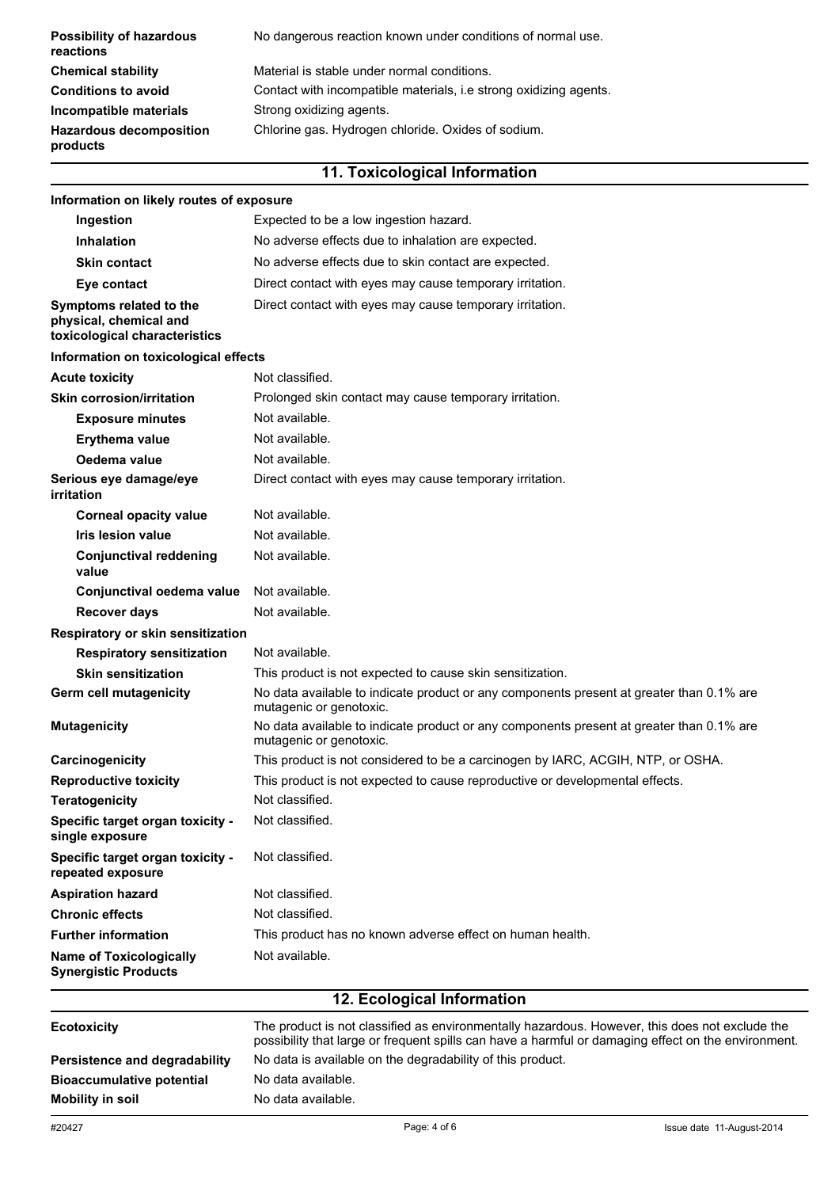| | |
|---|---|
| **Possibility of hazardous reactions** | No dangerous reaction known under conditions of normal use. |
| **Chemical stability** | Material is stable under normal conditions. |
| **Conditions to avoid** | Contact with incompatible materials, i.e strong oxidizing agents. |
| **Incompatible materials** | Strong oxidizing agents. |
| **Hazardous decomposition products** | Chlorine gas. Hydrogen chloride. Oxides of sodium. |

## 11. Toxicological Information

**Information on likely routes of exposure**

| | |
|---|---|
| **Ingestion** | Expected to be a low ingestion hazard. |
| **Inhalation** | No adverse effects due to inhalation are expected. |
| **Skin contact** | No adverse effects due to skin contact are expected. |
| **Eye contact** | Direct contact with eyes may cause temporary irritation. |
| **Symptoms related to the physical, chemical and toxicological characteristics** | Direct contact with eyes may cause temporary irritation. |

**Information on toxicological effects**

| | |
|---|---|
| **Acute toxicity** | Not classified. |
| **Skin corrosion/irritation** | Prolonged skin contact may cause temporary irritation. |
| **Exposure minutes** | Not available. |
| **Erythema value** | Not available. |
| **Oedema value** | Not available. |
| **Serious eye damage/eye irritation** | Direct contact with eyes may cause temporary irritation. |
| **Corneal opacity value** | Not available. |
| **Iris lesion value** | Not available. |
| **Conjunctival reddening value** | Not available. |
| **Conjunctival oedema value** | Not available. |
| **Recover days** | Not available. |
| **Respiratory or skin sensitization** | |
| **Respiratory sensitization** | Not available. |
| **Skin sensitization** | This product is not expected to cause skin sensitization. |
| **Germ cell mutagenicity** | No data available to indicate product or any components present at greater than 0.1% are mutagenic or genotoxic. |
| **Mutagenicity** | No data available to indicate product or any components present at greater than 0.1% are mutagenic or genotoxic. |
| **Carcinogenicity** | This product is not considered to be a carcinogen by IARC, ACGIH, NTP, or OSHA. |
| **Reproductive toxicity** | This product is not expected to cause reproductive or developmental effects. |
| **Teratogenicity** | Not classified. |
| **Specific target organ toxicity - single exposure** | Not classified. |
| **Specific target organ toxicity - repeated exposure** | Not classified. |
| **Aspiration hazard** | Not classified. |
| **Chronic effects** | Not classified. |
| **Further information** | This product has no known adverse effect on human health. |
| **Name of Toxicologically Synergistic Products** | Not available. |

## 12. Ecological Information

| | |
|---|---|
| **Ecotoxicity** | The product is not classified as environmentally hazardous. However, this does not exclude the possibility that large or frequent spills can have a harmful or damaging effect on the environment. |
| **Persistence and degradability** | No data is available on the degradability of this product. |
| **Bioaccumulative potential** | No data available. |
| **Mobility in soil** | No data available. |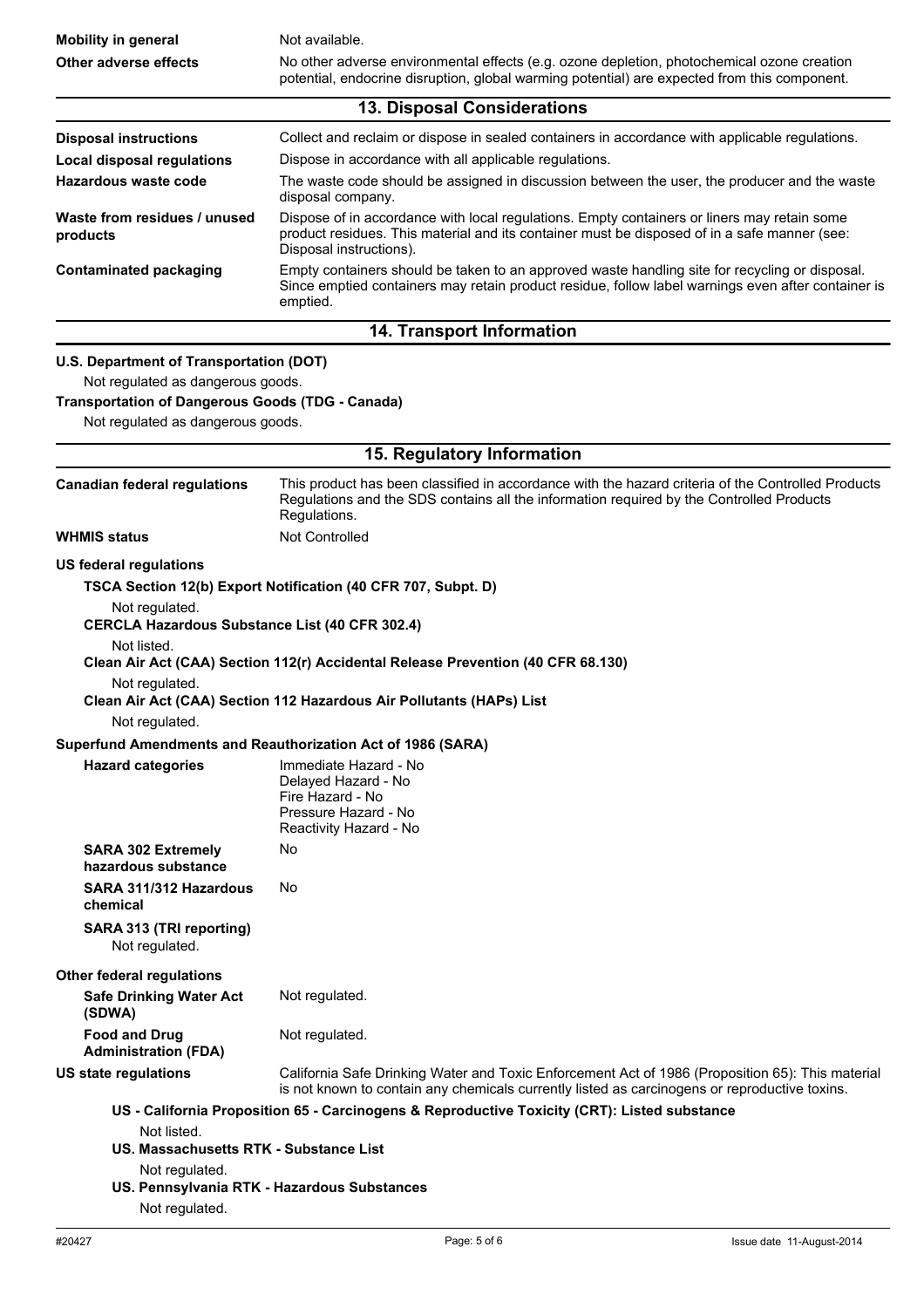| | |
|---|---|
| **Mobility in general** | Not available. |
| **Other adverse effects** | No other adverse environmental effects (e.g. ozone depletion, photochemical ozone creation potential, endocrine disruption, global warming potential) are expected from this component. |

## 13. Disposal Considerations

| | |
|---|---|
| **Disposal instructions** | Collect and reclaim or dispose in sealed containers in accordance with applicable regulations. |
| **Local disposal regulations** | Dispose in accordance with all applicable regulations. |
| **Hazardous waste code** | The waste code should be assigned in discussion between the user, the producer and the waste disposal company. |
| **Waste from residues / unused products** | Dispose of in accordance with local regulations. Empty containers or liners may retain some product residues. This material and its container must be disposed of in a safe manner (see: Disposal instructions). |
| **Contaminated packaging** | Empty containers should be taken to an approved waste handling site for recycling or disposal. Since emptied containers may retain product residue, follow label warnings even after container is emptied. |

## 14. Transport Information

**U.S. Department of Transportation (DOT)**

Not regulated as dangerous goods.

**Transportation of Dangerous Goods (TDG - Canada)**

Not regulated as dangerous goods.

## 15. Regulatory Information

| | |
|---|---|
| **Canadian federal regulations** | This product has been classified in accordance with the hazard criteria of the Controlled Products Regulations and the SDS contains all the information required by the Controlled Products Regulations. |
| **WHMIS status** | Not Controlled |

**US federal regulations**

**TSCA Section 12(b) Export Notification (40 CFR 707, Subpt. D)**

Not regulated.

**CERCLA Hazardous Substance List (40 CFR 302.4)**

Not listed.

**Clean Air Act (CAA) Section 112(r) Accidental Release Prevention (40 CFR 68.130)**

Not regulated.

**Clean Air Act (CAA) Section 112 Hazardous Air Pollutants (HAPs) List**

Not regulated.

**Superfund Amendments and Reauthorization Act of 1986 (SARA)**

| | |
|---|---|
| **Hazard categories** | Immediate Hazard - No<br>Delayed Hazard - No<br>Fire Hazard - No<br>Pressure Hazard - No<br>Reactivity Hazard - No |
| **SARA 302 Extremely hazardous substance** | No |
| **SARA 311/312 Hazardous chemical** | No |

**SARA 313 (TRI reporting)**

Not regulated.

**Other federal regulations**

| | |
|---|---|
| **Safe Drinking Water Act (SDWA)** | Not regulated. |
| **Food and Drug Administration (FDA)** | Not regulated. |
| **US state regulations** | California Safe Drinking Water and Toxic Enforcement Act of 1986 (Proposition 65): This material is not known to contain any chemicals currently listed as carcinogens or reproductive toxins. |

**US - California Proposition 65 - Carcinogens & Reproductive Toxicity (CRT): Listed substance**

Not listed.

**US. Massachusetts RTK - Substance List**

Not regulated.

**US. Pennsylvania RTK - Hazardous Substances**

Not regulated.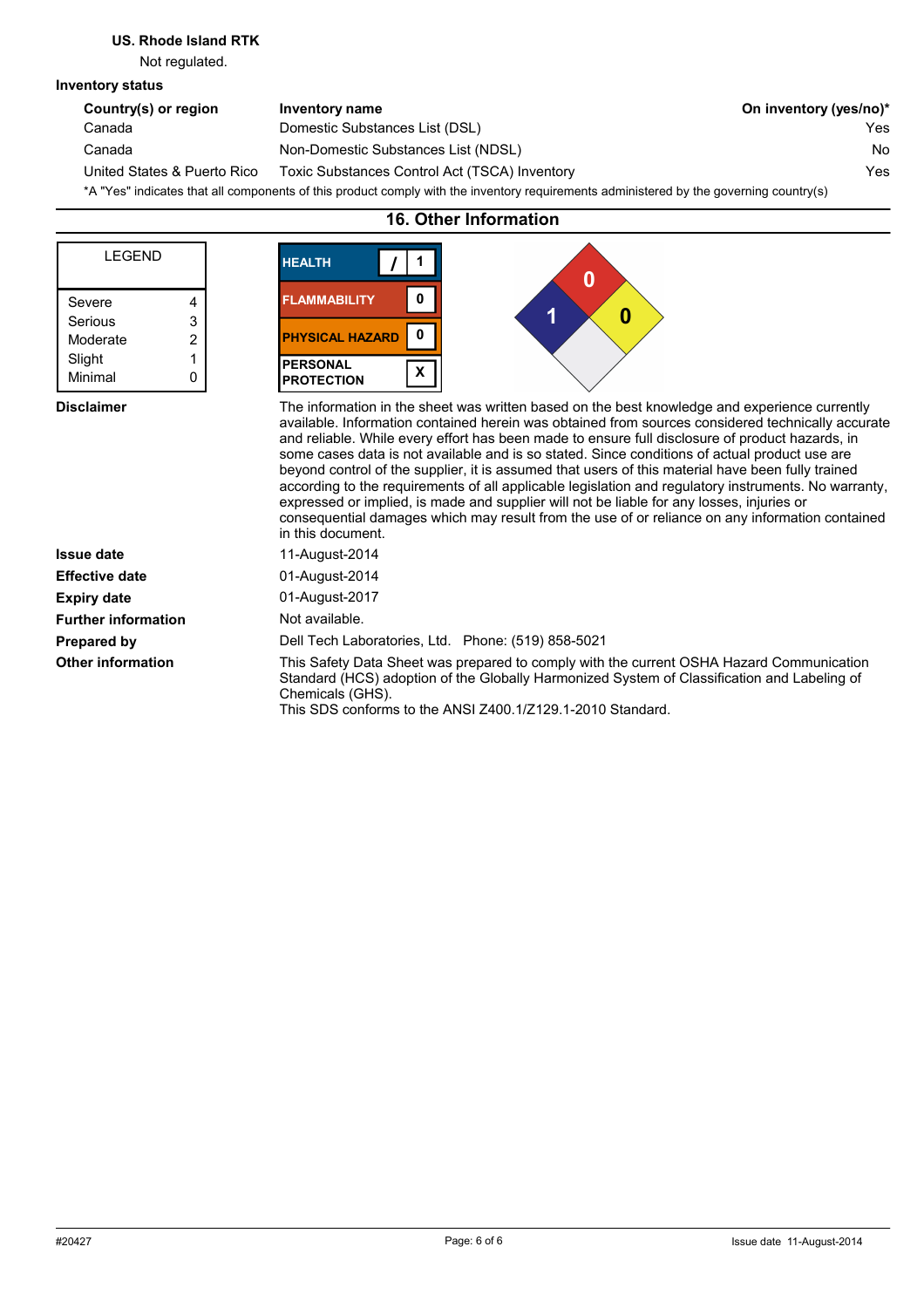**US. Rhode Island RTK**

Not regulated.

**Inventory status**

| Country(s) or region | Inventory name | On inventory (yes/no)* |
| --- | --- | --- |
| Canada | Domestic Substances List (DSL) | Yes |
| Canada | Non-Domestic Substances List (NDSL) | No |
| United States & Puerto Rico | Toxic Substances Control Act (TSCA) Inventory | Yes |

*A "Yes" indicates that all components of this product comply with the inventory requirements administered by the governing country(s)

## 16. Other Information

| LEGEND | |
| --- | --- |
| Severe | 4 |
| Serious | 3 |
| Moderate | 2 |
| Slight | 1 |
| Minimal | 0 |

| | |
| --- | --- |
| HEALTH | / 1 |
| FLAMMABILITY | 0 |
| PHYSICAL HAZARD | 0 |
| PERSONAL PROTECTION | X |

0
1
0

**Disclaimer**

The information in the sheet was written based on the best knowledge and experience currently available. Information contained herein was obtained from sources considered technically accurate and reliable. While every effort has been made to ensure full disclosure of product hazards, in some cases data is not available and is so stated. Since conditions of actual product use are beyond control of the supplier, it is assumed that users of this material have been fully trained according to the requirements of all applicable legislation and regulatory instruments. No warranty, expressed or implied, is made and supplier will not be liable for any losses, injuries or consequential damages which may result from the use of or reliance on any information contained in this document.

**Issue date** 11-August-2014

**Effective date** 01-August-2014

**Expiry date** 01-August-2017

**Further information** Not available.

**Prepared by** Dell Tech Laboratories, Ltd. Phone: (519) 858-5021

**Other information** This Safety Data Sheet was prepared to comply with the current OSHA Hazard Communication Standard (HCS) adoption of the Globally Harmonized System of Classification and Labeling of Chemicals (GHS).
This SDS conforms to the ANSI Z400.1/Z129.1-2010 Standard.